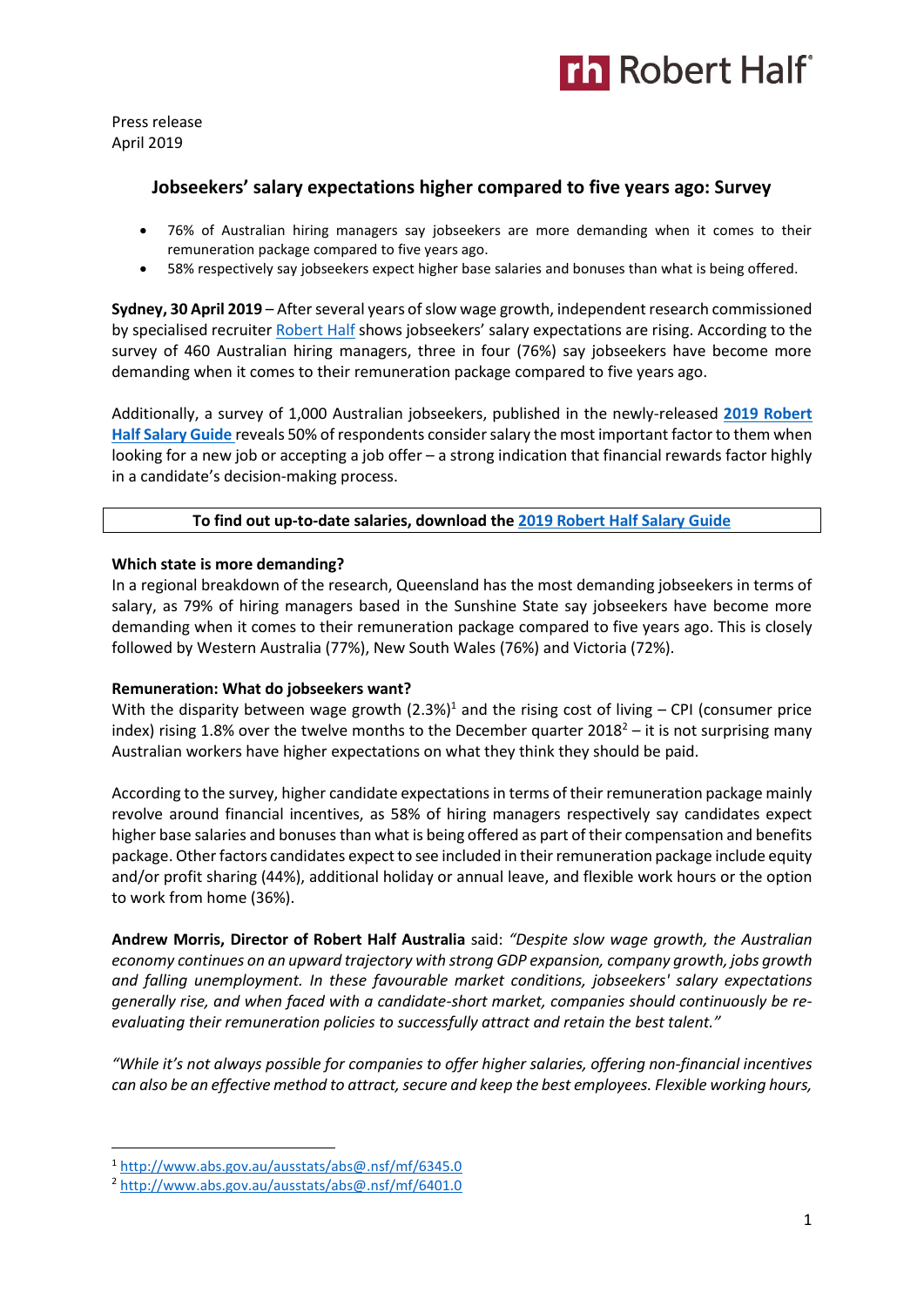Press release
April 2019

## Jobseekers' salary expectations higher compared to five years ago: Survey

- 76% of Australian hiring managers say jobseekers are more demanding when it comes to their remuneration package compared to five years ago.
- 58% respectively say jobseekers expect higher base salaries and bonuses than what is being offered.

**Sydney, 30 April 2019** – After several years of slow wage growth, independent research commissioned by specialised recruiter Robert Half shows jobseekers' salary expectations are rising. According to the survey of 460 Australian hiring managers, three in four (76%) say jobseekers have become more demanding when it comes to their remuneration package compared to five years ago.

Additionally, a survey of 1,000 Australian jobseekers, published in the newly-released **2019 Robert Half Salary Guide** reveals 50% of respondents consider salary the most important factor to them when looking for a new job or accepting a job offer – a strong indication that financial rewards factor highly in a candidate's decision-making process.

**To find out up-to-date salaries, download the 2019 Robert Half Salary Guide**

**Which state is more demanding?**
In a regional breakdown of the research, Queensland has the most demanding jobseekers in terms of salary, as 79% of hiring managers based in the Sunshine State say jobseekers have become more demanding when it comes to their remuneration package compared to five years ago. This is closely followed by Western Australia (77%), New South Wales (76%) and Victoria (72%).

**Remuneration: What do jobseekers want?**
With the disparity between wage growth (2.3%)[1] and the rising cost of living – CPI (consumer price index) rising 1.8% over the twelve months to the December quarter 2018[2] – it is not surprising many Australian workers have higher expectations on what they think they should be paid.

According to the survey, higher candidate expectations in terms of their remuneration package mainly revolve around financial incentives, as 58% of hiring managers respectively say candidates expect higher base salaries and bonuses than what is being offered as part of their compensation and benefits package. Other factors candidates expect to see included in their remuneration package include equity and/or profit sharing (44%), additional holiday or annual leave, and flexible work hours or the option to work from home (36%).

**Andrew Morris, Director of Robert Half Australia** said: *"Despite slow wage growth, the Australian economy continues on an upward trajectory with strong GDP expansion, company growth, jobs growth and falling unemployment. In these favourable market conditions, jobseekers' salary expectations generally rise, and when faced with a candidate-short market, companies should continuously be re-evaluating their remuneration policies to successfully attract and retain the best talent."*

*"While it's not always possible for companies to offer higher salaries, offering non-financial incentives can also be an effective method to attract, secure and keep the best employees. Flexible working hours,*

---

[1] http://www.abs.gov.au/ausstats/abs@.nsf/mf/6345.0
[2] http://www.abs.gov.au/ausstats/abs@.nsf/mf/6401.0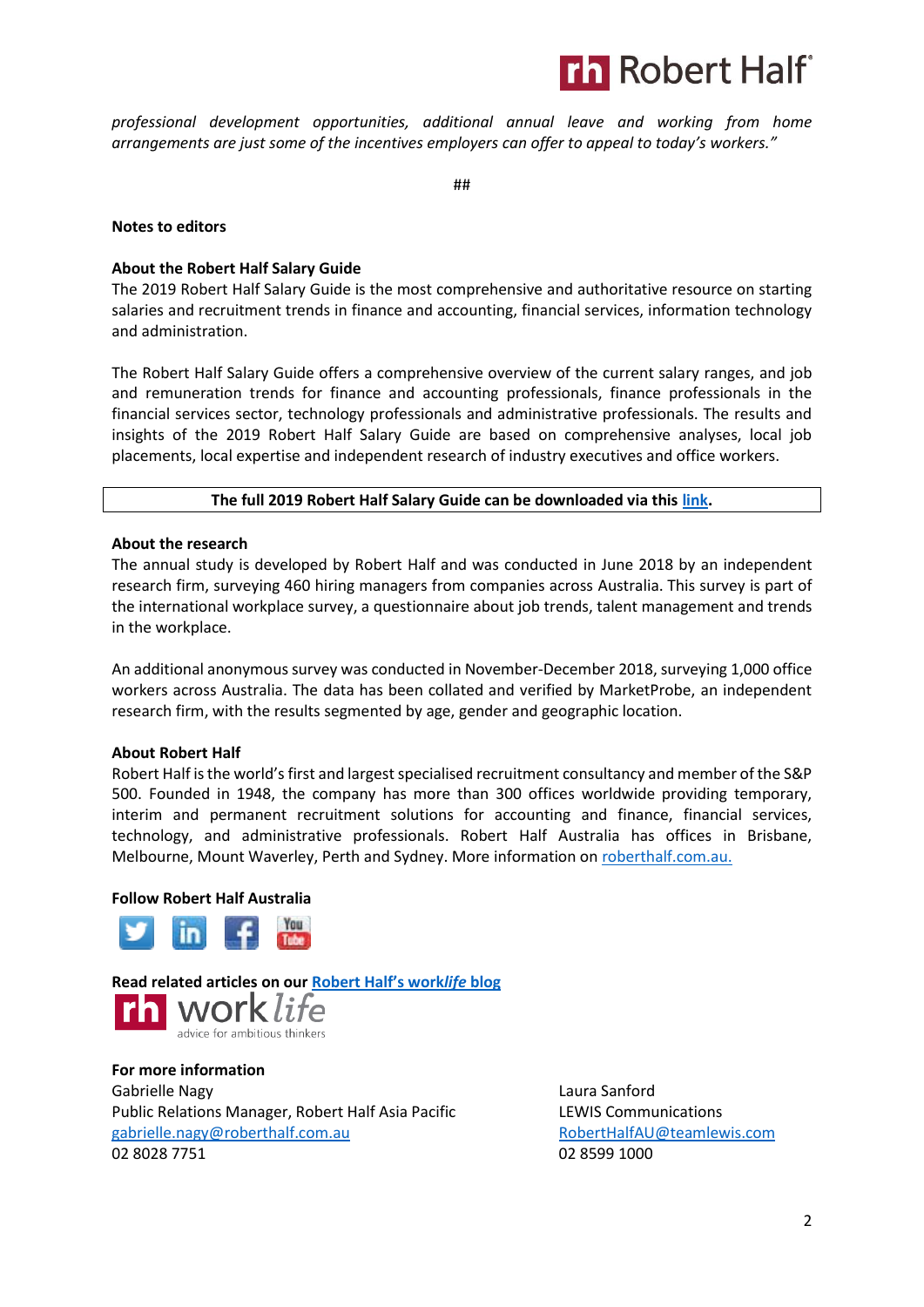*professional development opportunities, additional annual leave and working from home arrangements are just some of the incentives employers can offer to appeal to today's workers."*

##

**Notes to editors**

**About the Robert Half Salary Guide**

The 2019 Robert Half Salary Guide is the most comprehensive and authoritative resource on starting salaries and recruitment trends in finance and accounting, financial services, information technology and administration.

The Robert Half Salary Guide offers a comprehensive overview of the current salary ranges, and job and remuneration trends for finance and accounting professionals, finance professionals in the financial services sector, technology professionals and administrative professionals. The results and insights of the 2019 Robert Half Salary Guide are based on comprehensive analyses, local job placements, local expertise and independent research of industry executives and office workers.

**The full 2019 Robert Half Salary Guide can be downloaded via this link.**

**About the research**

The annual study is developed by Robert Half and was conducted in June 2018 by an independent research firm, surveying 460 hiring managers from companies across Australia. This survey is part of the international workplace survey, a questionnaire about job trends, talent management and trends in the workplace.

An additional anonymous survey was conducted in November-December 2018, surveying 1,000 office workers across Australia. The data has been collated and verified by MarketProbe, an independent research firm, with the results segmented by age, gender and geographic location.

**About Robert Half**

Robert Half is the world's first and largest specialised recruitment consultancy and member of the S&P 500. Founded in 1948, the company has more than 300 offices worldwide providing temporary, interim and permanent recruitment solutions for accounting and finance, financial services, technology, and administrative professionals. Robert Half Australia has offices in Brisbane, Melbourne, Mount Waverley, Perth and Sydney. More information on roberthalf.com.au.

**Follow Robert Half Australia**

**Read related articles on our Robert Half's work*life* blog**

rh work *life*
advice for ambitious thinkers

**For more information**

Gabrielle Nagy
Public Relations Manager, Robert Half Asia Pacific
gabrielle.nagy@roberthalf.com.au
02 8028 7751

Laura Sanford
LEWIS Communications
RobertHalfAU@teamlewis.com
02 8599 1000